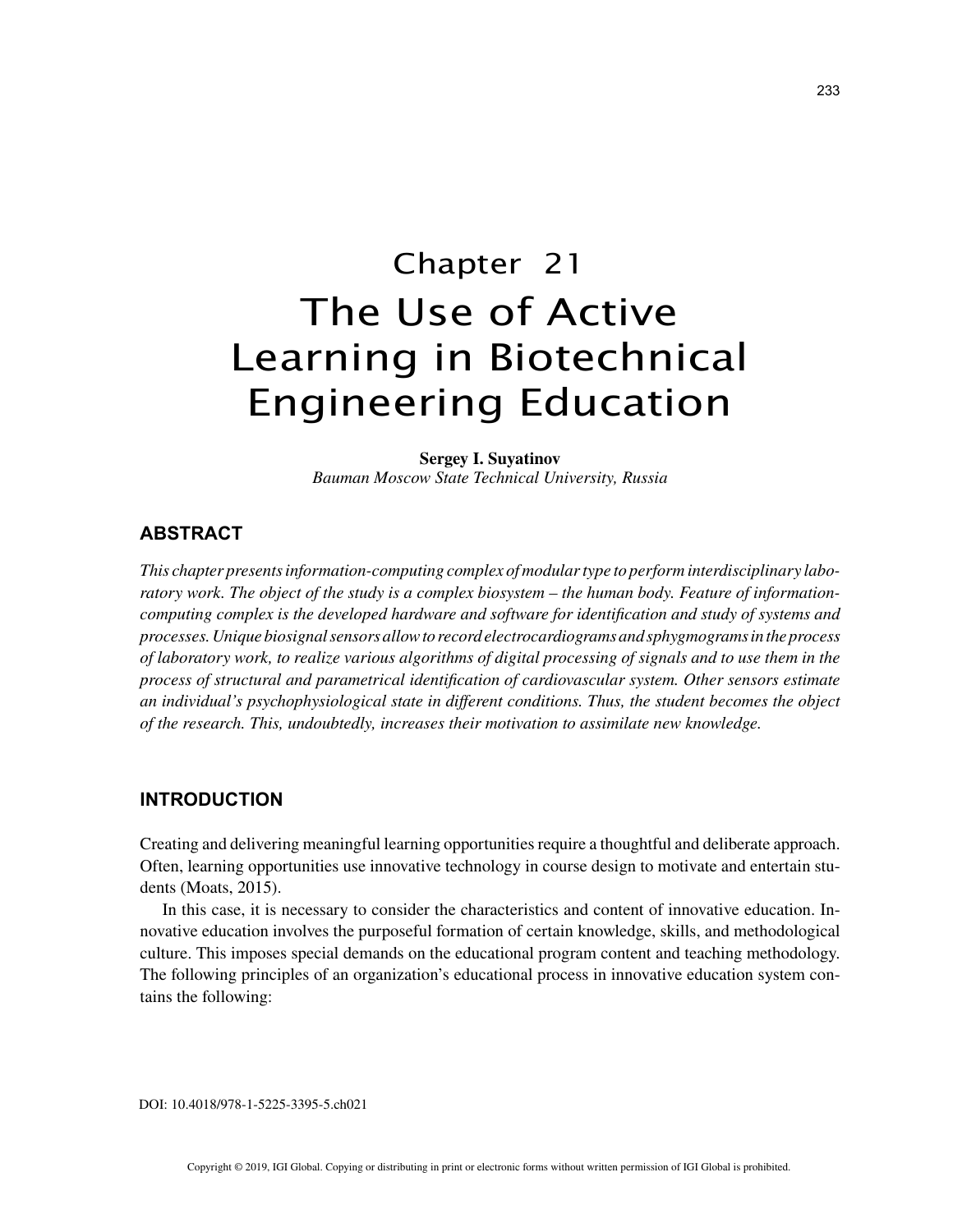# Chapter 21
# The Use of Active Learning in Biotechnical Engineering Education

**Sergey I. Suyatinov**
*Bauman Moscow State Technical University, Russia*

## ABSTRACT

*This chapter presents information-computing complex of modular type to perform interdisciplinary laboratory work. The object of the study is a complex biosystem – the human body. Feature of information-computing complex is the developed hardware and software for identification and study of systems and processes. Unique biosignal sensors allow to record electrocardiograms and sphygmograms in the process of laboratory work, to realize various algorithms of digital processing of signals and to use them in the process of structural and parametrical identification of cardiovascular system. Other sensors estimate an individual's psychophysiological state in different conditions. Thus, the student becomes the object of the research. This, undoubtedly, increases their motivation to assimilate new knowledge.*

## INTRODUCTION

Creating and delivering meaningful learning opportunities require a thoughtful and deliberate approach. Often, learning opportunities use innovative technology in course design to motivate and entertain students (Moats, 2015).

In this case, it is necessary to consider the characteristics and content of innovative education. Innovative education involves the purposeful formation of certain knowledge, skills, and methodological culture. This imposes special demands on the educational program content and teaching methodology. The following principles of an organization's educational process in innovative education system contains the following:

DOI: 10.4018/978-1-5225-3395-5.ch021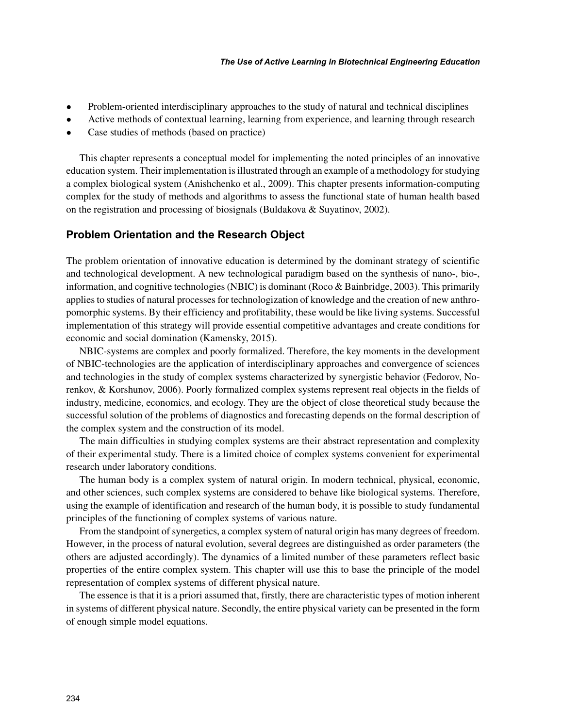- Problem-oriented interdisciplinary approaches to the study of natural and technical disciplines
- Active methods of contextual learning, learning from experience, and learning through research
- Case studies of methods (based on practice)

This chapter represents a conceptual model for implementing the noted principles of an innovative education system. Their implementation is illustrated through an example of a methodology for studying a complex biological system (Anishchenko et al., 2009). This chapter presents information-computing complex for the study of methods and algorithms to assess the functional state of human health based on the registration and processing of biosignals (Buldakova & Suyatinov, 2002).

## Problem Orientation and the Research Object

The problem orientation of innovative education is determined by the dominant strategy of scientific and technological development. A new technological paradigm based on the synthesis of nano-, bio-, information, and cognitive technologies (NBIC) is dominant (Roco & Bainbridge, 2003). This primarily applies to studies of natural processes for technologization of knowledge and the creation of new anthropomorphic systems. By their efficiency and profitability, these would be like living systems. Successful implementation of this strategy will provide essential competitive advantages and create conditions for economic and social domination (Kamensky, 2015).

NBIC-systems are complex and poorly formalized. Therefore, the key moments in the development of NBIC-technologies are the application of interdisciplinary approaches and convergence of sciences and technologies in the study of complex systems characterized by synergistic behavior (Fedorov, Norenkov, & Korshunov, 2006). Poorly formalized complex systems represent real objects in the fields of industry, medicine, economics, and ecology. They are the object of close theoretical study because the successful solution of the problems of diagnostics and forecasting depends on the formal description of the complex system and the construction of its model.

The main difficulties in studying complex systems are their abstract representation and complexity of their experimental study. There is a limited choice of complex systems convenient for experimental research under laboratory conditions.

The human body is a complex system of natural origin. In modern technical, physical, economic, and other sciences, such complex systems are considered to behave like biological systems. Therefore, using the example of identification and research of the human body, it is possible to study fundamental principles of the functioning of complex systems of various nature.

From the standpoint of synergetics, a complex system of natural origin has many degrees of freedom. However, in the process of natural evolution, several degrees are distinguished as order parameters (the others are adjusted accordingly). The dynamics of a limited number of these parameters reflect basic properties of the entire complex system. This chapter will use this to base the principle of the model representation of complex systems of different physical nature.

The essence is that it is a priori assumed that, firstly, there are characteristic types of motion inherent in systems of different physical nature. Secondly, the entire physical variety can be presented in the form of enough simple model equations.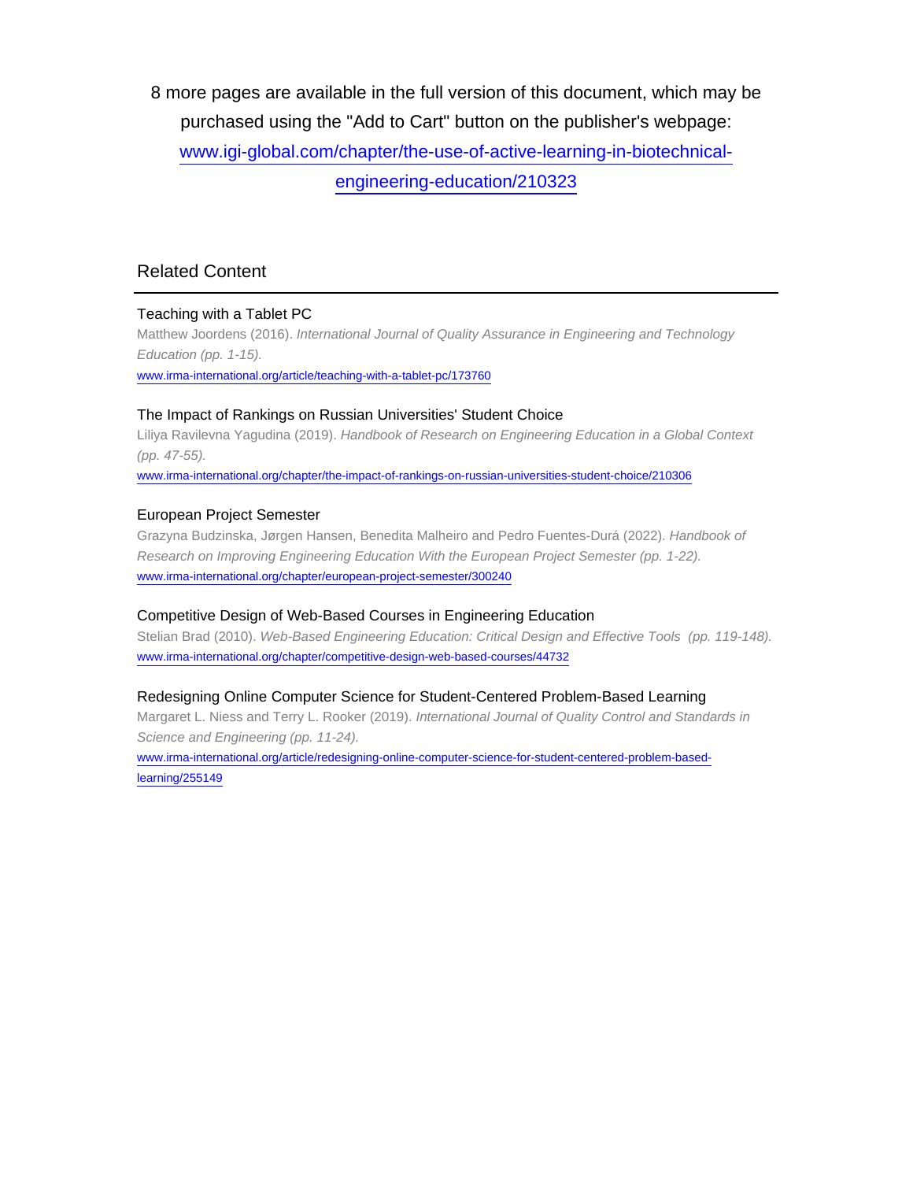8 more pages are available in the full version of this document, which may be purchased using the "Add to Cart" button on the publisher's webpage: www.igi-global.com/chapter/the-use-of-active-learning-in-biotechnical-engineering-education/210323

## Related Content

**Teaching with a Tablet PC**
Matthew Joordens (2016). *International Journal of Quality Assurance in Engineering and Technology Education (pp. 1-15).*
www.irma-international.org/article/teaching-with-a-tablet-pc/173760

**The Impact of Rankings on Russian Universities' Student Choice**
Liliya Ravilevna Yagudina (2019). *Handbook of Research on Engineering Education in a Global Context (pp. 47-55).*
www.irma-international.org/chapter/the-impact-of-rankings-on-russian-universities-student-choice/210306

**European Project Semester**
Grazyna Budzinska, Jørgen Hansen, Benedita Malheiro and Pedro Fuentes-Durá (2022). *Handbook of Research on Improving Engineering Education With the European Project Semester (pp. 1-22).*
www.irma-international.org/chapter/european-project-semester/300240

**Competitive Design of Web-Based Courses in Engineering Education**
Stelian Brad (2010). *Web-Based Engineering Education: Critical Design and Effective Tools (pp. 119-148).*
www.irma-international.org/chapter/competitive-design-web-based-courses/44732

**Redesigning Online Computer Science for Student-Centered Problem-Based Learning**
Margaret L. Niess and Terry L. Rooker (2019). *International Journal of Quality Control and Standards in Science and Engineering (pp. 11-24).*
www.irma-international.org/article/redesigning-online-computer-science-for-student-centered-problem-based-learning/255149